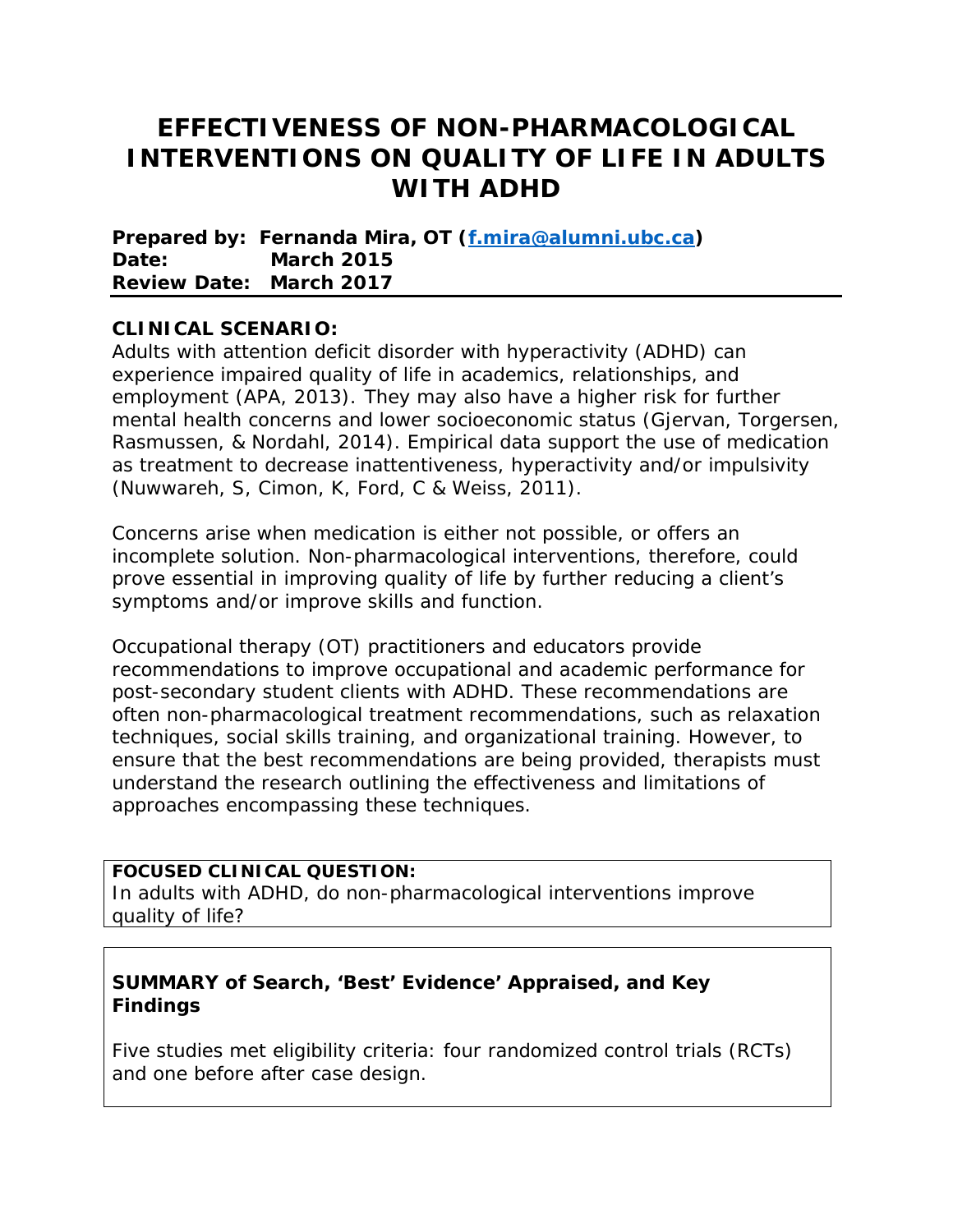# EFFECTIVENESS OF NON-PHARMACOLOGICAL INTERVENTIONS ON QUALITY OF LIFE IN ADULTS WITH ADHD

**Prepared by:** **Fernanda Mira, OT (f.mira@alumni.ubc.ca)**
**Date:** **March 2015**
**Review Date:** **March 2017**

---

**CLINICAL SCENARIO:**

Adults with attention deficit disorder with hyperactivity (ADHD) can experience impaired quality of life in academics, relationships, and employment (APA, 2013). They may also have a higher risk for further mental health concerns and lower socioeconomic status (Gjervan, Torgersen, Rasmussen, & Nordahl, 2014). Empirical data support the use of medication as treatment to decrease inattentiveness, hyperactivity and/or impulsivity (Nuwwareh, S, Cimon, K, Ford, C & Weiss, 2011).

Concerns arise when medication is either not possible, or offers an incomplete solution. Non-pharmacological interventions, therefore, could prove essential in improving quality of life by further reducing a client's symptoms and/or improve skills and function.

Occupational therapy (OT) practitioners and educators provide recommendations to improve occupational and academic performance for post-secondary student clients with ADHD. These recommendations are often non-pharmacological treatment recommendations, such as relaxation techniques, social skills training, and organizational training. However, to ensure that the best recommendations are being provided, therapists must understand the research outlining the effectiveness and limitations of approaches encompassing these techniques.

**FOCUSED CLINICAL QUESTION:**

In adults with ADHD, do non-pharmacological interventions improve quality of life?

**SUMMARY of Search, 'Best' Evidence' Appraised, and Key Findings**

Five studies met eligibility criteria: four randomized control trials (RCTs) and one before after case design.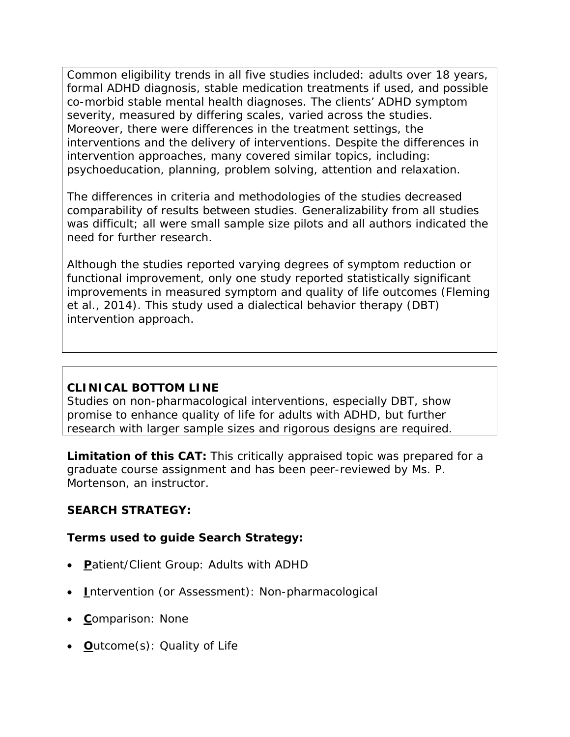Common eligibility trends in all five studies included: adults over 18 years, formal ADHD diagnosis, stable medication treatments if used, and possible co-morbid stable mental health diagnoses. The clients' ADHD symptom severity, measured by differing scales, varied across the studies. Moreover, there were differences in the treatment settings, the interventions and the delivery of interventions. Despite the differences in intervention approaches, many covered similar topics, including: psychoeducation, planning, problem solving, attention and relaxation.

The differences in criteria and methodologies of the studies decreased comparability of results between studies. Generalizability from all studies was difficult; all were small sample size pilots and all authors indicated the need for further research.

Although the studies reported varying degrees of symptom reduction or functional improvement, only one study reported statistically significant improvements in measured symptom and quality of life outcomes (Fleming et al., 2014). This study used a dialectical behavior therapy (DBT) intervention approach.

**CLINICAL BOTTOM LINE**

Studies on non-pharmacological interventions, especially DBT, show promise to enhance quality of life for adults with ADHD, but further research with larger sample sizes and rigorous designs are required.

**Limitation of this CAT:** This critically appraised topic was prepared for a graduate course assignment and has been peer-reviewed by Ms. P. Mortenson, an instructor.

**SEARCH STRATEGY:**

**Terms used to guide Search Strategy:**

- **P**atient/Client Group: Adults with ADHD
- **I**ntervention (or Assessment): Non-pharmacological
- **C**omparison: None
- **O**utcome(s): Quality of Life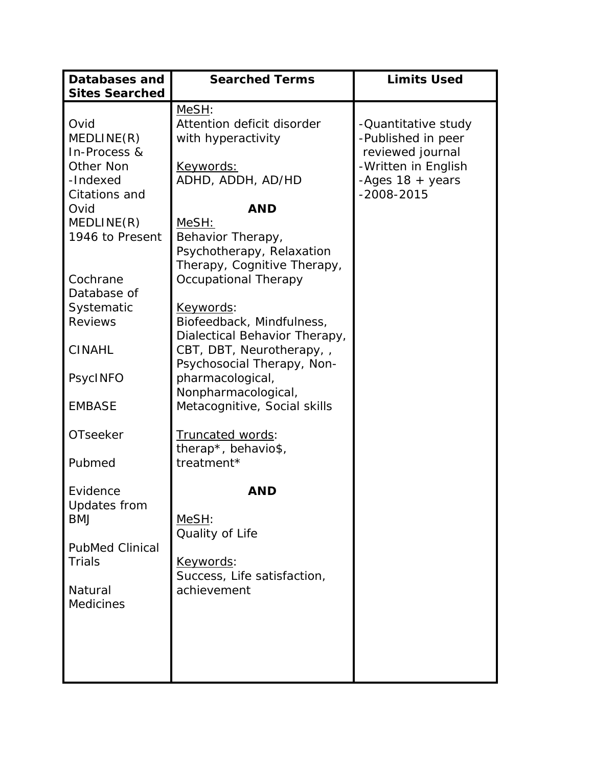| Databases and Sites Searched | Searched Terms | Limits Used |
|---|---|---|
| Ovid MEDLINE(R) In-Process & Other Non -Indexed Citations and Ovid MEDLINE(R) 1946 to Present<br><br>Cochrane Database of Systematic Reviews<br><br>CINAHL<br><br>PsycINFO<br><br>EMBASE<br><br>OTseeker<br><br>Pubmed<br><br>Evidence Updates from BMJ<br><br>PubMed Clinical Trials<br><br>Natural Medicines | MeSH:<br>Attention deficit disorder with hyperactivity<br><br>Keywords:<br>ADHD, ADDH, AD/HD<br><br>**AND**<br>MeSH:<br>Behavior Therapy, Psychotherapy, Relaxation Therapy, Cognitive Therapy, Occupational Therapy<br><br>Keywords:<br>Biofeedback, Mindfulness, Dialectical Behavior Therapy, CBT, DBT, Neurotherapy, , Psychosocial Therapy, Non-pharmacological, Nonpharmacological, Metacognitive, Social skills<br><br>Truncated words:<br>therap*, behavio$, treatment*<br><br>**AND**<br><br>MeSH:<br>Quality of Life<br><br>Keywords:<br>Success, Life satisfaction, achievement | -Quantitative study<br>-Published in peer reviewed journal<br>-Written in English<br>-Ages 18 + years<br>-2008-2015 |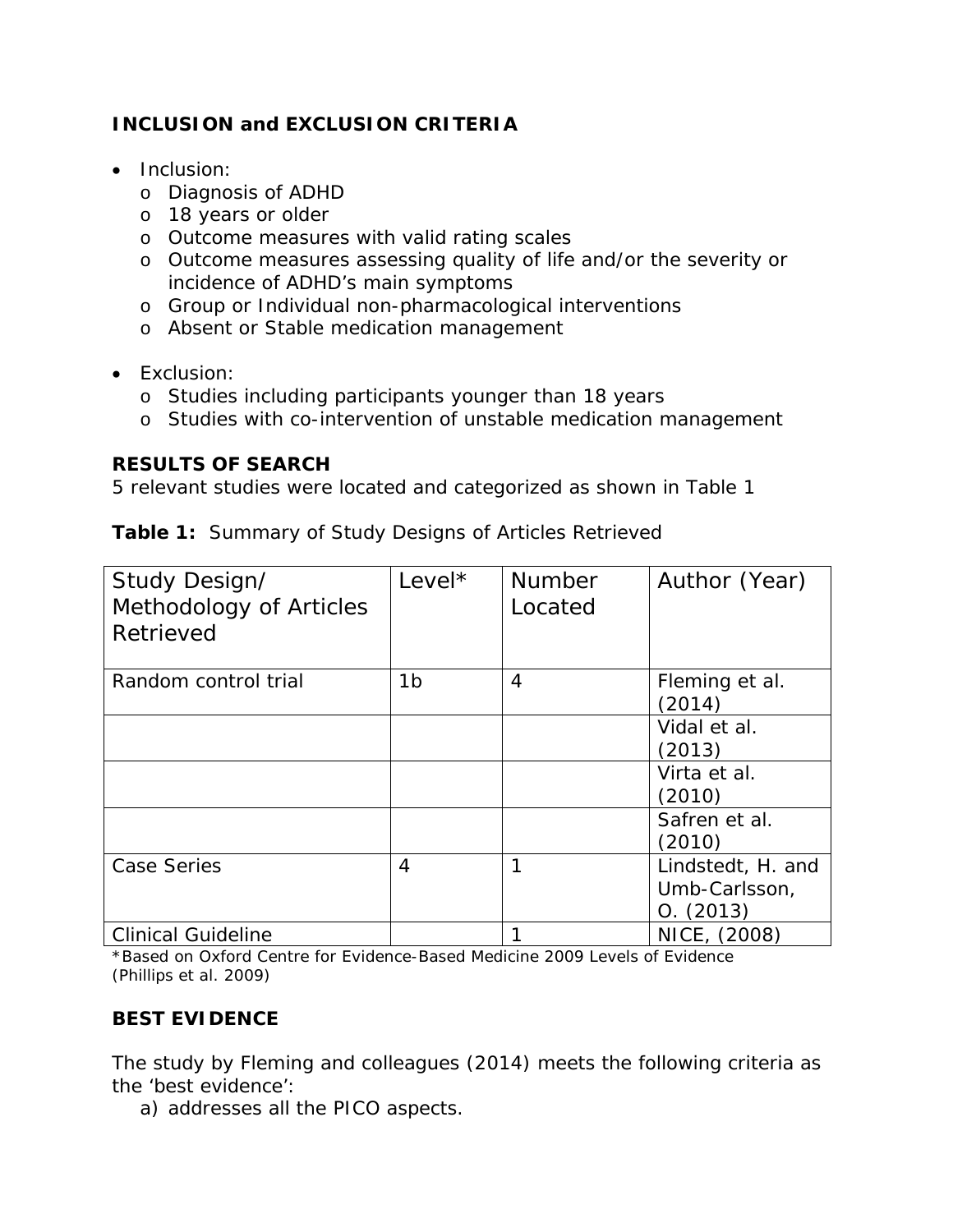**INCLUSION and EXCLUSION CRITERIA**

- Inclusion:
  - Diagnosis of ADHD
  - 18 years or older
  - Outcome measures with valid rating scales
  - Outcome measures assessing quality of life and/or the severity or incidence of ADHD's main symptoms
  - Group or Individual non-pharmacological interventions
  - Absent or Stable medication management

- Exclusion:
  - Studies including participants younger than 18 years
  - Studies with co-intervention of unstable medication management

**RESULTS OF SEARCH**

5 relevant studies were located and categorized as shown in Table 1

**Table 1:** Summary of Study Designs of Articles Retrieved

| Study Design/ Methodology of Articles Retrieved | Level* | Number Located | Author (Year) |
|---|---|---|---|
| Random control trial | 1b | 4 | Fleming et al. (2014) |
| | | | Vidal et al. (2013) |
| | | | Virta et al. (2010) |
| | | | Safren et al. (2010) |
| Case Series | 4 | 1 | Lindstedt, H. and Umb-Carlsson, O. (2013) |
| Clinical Guideline | | 1 | NICE, (2008) |

*Based on Oxford Centre for Evidence-Based Medicine 2009 Levels of Evidence (Phillips et al. 2009)

**BEST EVIDENCE**

The study by Fleming and colleagues (2014) meets the following criteria as the 'best evidence':

a) addresses all the PICO aspects.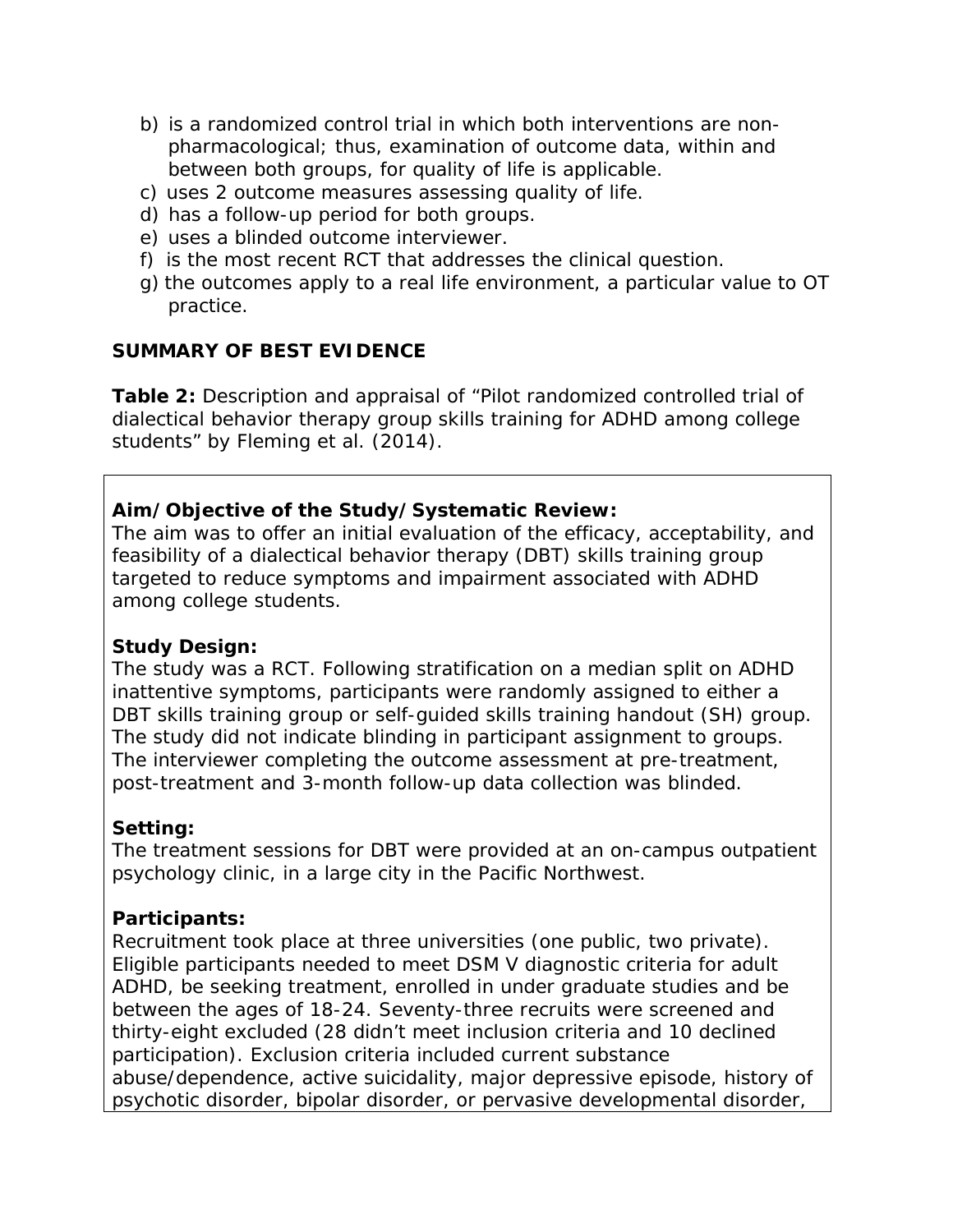b) is a randomized control trial in which both interventions are non-pharmacological; thus, examination of outcome data, within and between both groups, for quality of life is applicable.
c) uses 2 outcome measures assessing quality of life.
d) has a follow-up period for both groups.
e) uses a blinded outcome interviewer.
f) is the most recent RCT that addresses the clinical question.
g) the outcomes apply to a real life environment, a particular value to OT practice.

**SUMMARY OF BEST EVIDENCE**

**Table 2:** Description and appraisal of “Pilot randomized controlled trial of dialectical behavior therapy group skills training for ADHD among college students” by Fleming et al. (2014).

**Aim/Objective of the Study/Systematic Review:**
The aim was to offer an initial evaluation of the efficacy, acceptability, and feasibility of a dialectical behavior therapy (DBT) skills training group targeted to reduce symptoms and impairment associated with ADHD among college students.

**Study Design:**
The study was a RCT. Following stratification on a median split on ADHD inattentive symptoms, participants were randomly assigned to either a DBT skills training group or self-guided skills training handout (SH) group. The study did not indicate blinding in participant assignment to groups. The interviewer completing the outcome assessment at pre-treatment, post-treatment and 3-month follow-up data collection was blinded.

**Setting:**
The treatment sessions for DBT were provided at an on-campus outpatient psychology clinic, in a large city in the Pacific Northwest.

**Participants:**
Recruitment took place at three universities (one public, two private). Eligible participants needed to meet DSM V diagnostic criteria for adult ADHD, be seeking treatment, enrolled in under graduate studies and be between the ages of 18-24. Seventy-three recruits were screened and thirty-eight excluded (28 didn’t meet inclusion criteria and 10 declined participation). Exclusion criteria included current substance abuse/dependence, active suicidality, major depressive episode, history of psychotic disorder, bipolar disorder, or pervasive developmental disorder,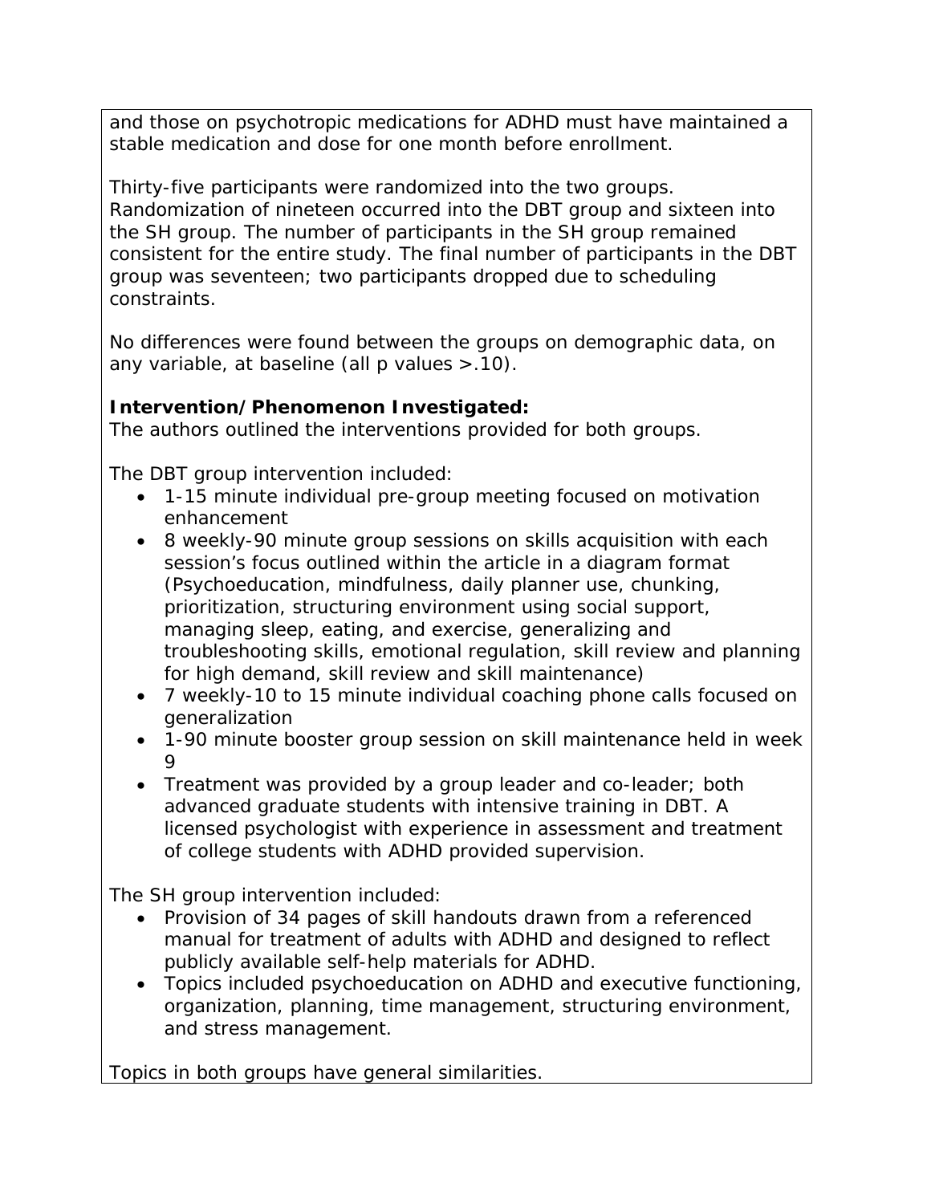and those on psychotropic medications for ADHD must have maintained a stable medication and dose for one month before enrollment.

Thirty-five participants were randomized into the two groups. Randomization of nineteen occurred into the DBT group and sixteen into the SH group. The number of participants in the SH group remained consistent for the entire study. The final number of participants in the DBT group was seventeen; two participants dropped due to scheduling constraints.

No differences were found between the groups on demographic data, on any variable, at baseline (all p values $>.10$).

**Intervention/Phenomenon Investigated:**
The authors outlined the interventions provided for both groups.

The DBT group intervention included:

- 1-15 minute individual pre-group meeting focused on motivation enhancement
- 8 weekly-90 minute group sessions on skills acquisition with each session's focus outlined within the article in a diagram format (Psychoeducation, mindfulness, daily planner use, chunking, prioritization, structuring environment using social support, managing sleep, eating, and exercise, generalizing and troubleshooting skills, emotional regulation, skill review and planning for high demand, skill review and skill maintenance)
- 7 weekly-10 to 15 minute individual coaching phone calls focused on generalization
- 1-90 minute booster group session on skill maintenance held in week 9
- Treatment was provided by a group leader and co-leader; both advanced graduate students with intensive training in DBT. A licensed psychologist with experience in assessment and treatment of college students with ADHD provided supervision.

The SH group intervention included:

- Provision of 34 pages of skill handouts drawn from a referenced manual for treatment of adults with ADHD and designed to reflect publicly available self-help materials for ADHD.
- Topics included psychoeducation on ADHD and executive functioning, organization, planning, time management, structuring environment, and stress management.

Topics in both groups have general similarities.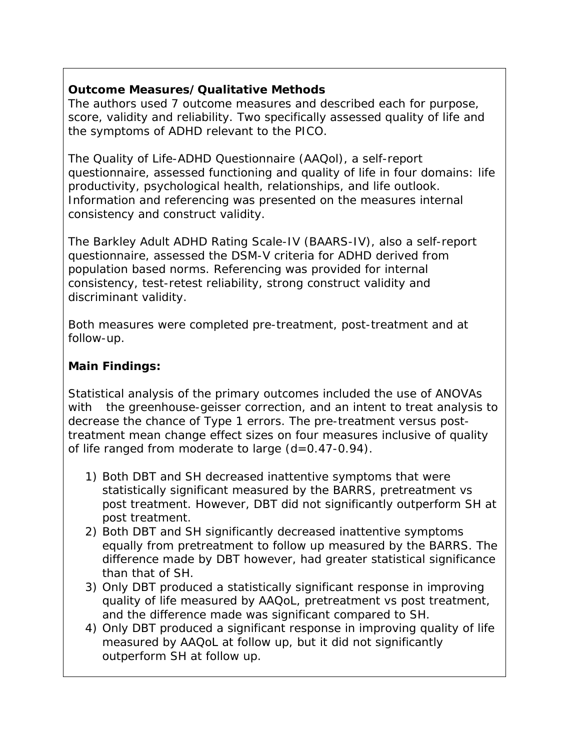**Outcome Measures/Qualitative Methods**
The authors used 7 outcome measures and described each for purpose, score, validity and reliability. Two specifically assessed quality of life and the symptoms of ADHD relevant to the PICO.

The Quality of Life-ADHD Questionnaire (AAQol), a self-report questionnaire, assessed functioning and quality of life in four domains: life productivity, psychological health, relationships, and life outlook. Information and referencing was presented on the measures internal consistency and construct validity.

The Barkley Adult ADHD Rating Scale-IV (BAARS-IV), also a self-report questionnaire, assessed the DSM-V criteria for ADHD derived from population based norms. Referencing was provided for internal consistency, test-retest reliability, strong construct validity and discriminant validity.

Both measures were completed pre-treatment, post-treatment and at follow-up.

**Main Findings:**

Statistical analysis of the primary outcomes included the use of ANOVAs with the greenhouse-geisser correction, and an intent to treat analysis to decrease the chance of Type 1 errors. The pre-treatment versus post-treatment mean change effect sizes on four measures inclusive of quality of life ranged from moderate to large (d=0.47-0.94).

1) Both DBT and SH decreased inattentive symptoms that were statistically significant measured by the BARRS, pretreatment vs post treatment. However, DBT did not significantly outperform SH at post treatment.
2) Both DBT and SH significantly decreased inattentive symptoms equally from pretreatment to follow up measured by the BARRS. The difference made by DBT however, had greater statistical significance than that of SH.
3) Only DBT produced a statistically significant response in improving quality of life measured by AAQoL, pretreatment vs post treatment, and the difference made was significant compared to SH.
4) Only DBT produced a significant response in improving quality of life measured by AAQoL at follow up, but it did not significantly outperform SH at follow up.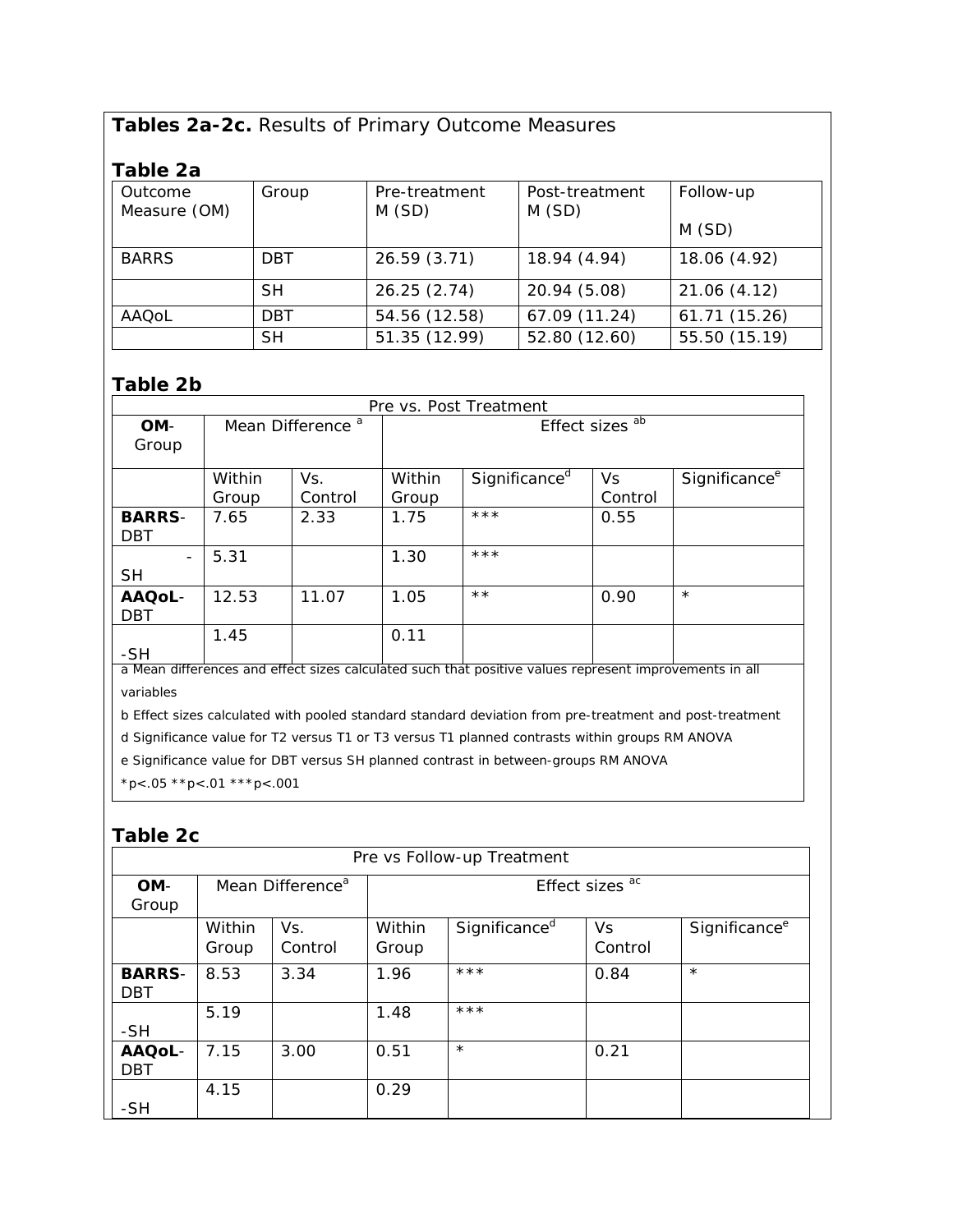**Tables 2a-2c.** Results of Primary Outcome Measures

### Table 2a

| Outcome Measure (OM) | Group | Pre-treatment M (SD) | Post-treatment M (SD) | Follow-up M (SD) |
|---|---|---|---|---|
| BARRS | DBT | 26.59 (3.71) | 18.94 (4.94) | 18.06 (4.92) |
| | SH | 26.25 (2.74) | 20.94 (5.08) | 21.06 (4.12) |
| AAQoL | DBT | 54.56 (12.58) | 67.09 (11.24) | 61.71 (15.26) |
| | SH | 51.35 (12.99) | 52.80 (12.60) | 55.50 (15.19) |

### Table 2b

| Pre vs. Post Treatment | | | | | | |
|---|---|---|---|---|---|---|
| **OM**-Group | Mean Difference [a] | | Effect sizes [ab] | | | |
| | Within Group | Vs. Control | Within Group | Significance[d] | Vs Control | Significance[e] |
| **BARRS**-DBT | 7.65 | 2.33 | 1.75 | *** | 0.55 | |
| -SH | 5.31 | | 1.30 | *** | | |
| **AAQoL**-DBT | 12.53 | 11.07 | 1.05 | ** | 0.90 | * |
| -SH | 1.45 | | 0.11 | | | |

a Mean differences and effect sizes calculated such that positive values represent improvements in all variables

b Effect sizes calculated with pooled standard standard deviation from pre-treatment and post-treatment

d Significance value for T2 versus T1 or T3 versus T1 planned contrasts within groups RM ANOVA

e Significance value for DBT versus SH planned contrast in between-groups RM ANOVA

*p<.05 **p<.01 ***p<.001

### Table 2c

| Pre vs Follow-up Treatment | | | | | | |
|---|---|---|---|---|---|---|
| **OM**-Group | Mean Difference[a] | | Effect sizes [ac] | | | |
| | Within Group | Vs. Control | Within Group | Significance[d] | Vs Control | Significance[e] |
| **BARRS**-DBT | 8.53 | 3.34 | 1.96 | *** | 0.84 | * |
| -SH | 5.19 | | 1.48 | *** | | |
| **AAQoL**-DBT | 7.15 | 3.00 | 0.51 | * | 0.21 | |
| -SH | 4.15 | | 0.29 | | | |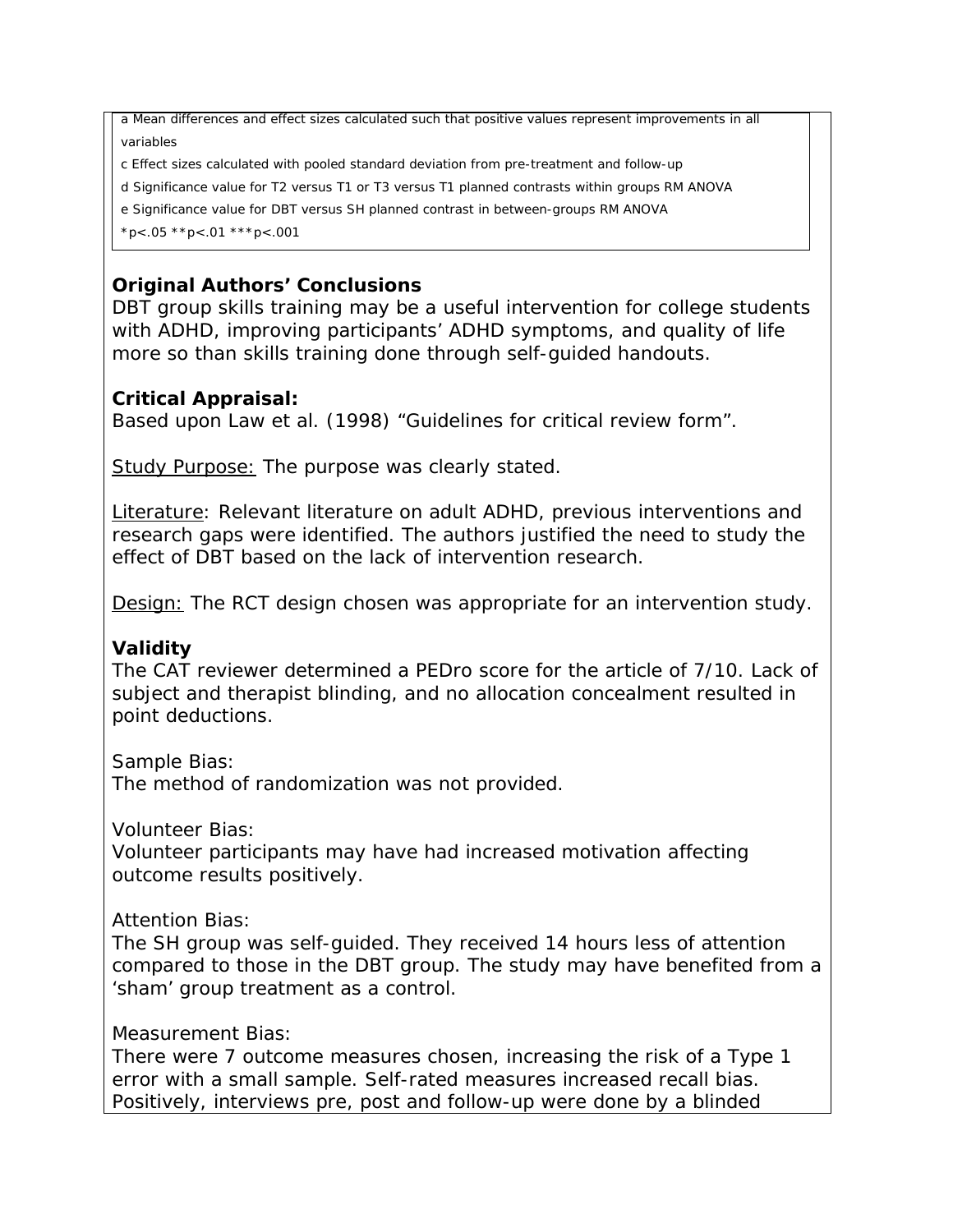a Mean differences and effect sizes calculated such that positive values represent improvements in all variables

c Effect sizes calculated with pooled standard deviation from pre-treatment and follow-up

d Significance value for T2 versus T1 or T3 versus T1 planned contrasts within groups RM ANOVA

e Significance value for DBT versus SH planned contrast in between-groups RM ANOVA

*p<.05 **p<.01 ***p<.001

**Original Authors' Conclusions**

DBT group skills training may be a useful intervention for college students with ADHD, improving participants' ADHD symptoms, and quality of life more so than skills training done through self-guided handouts.

**Critical Appraisal:**

Based upon Law et al. (1998) "Guidelines for critical review form".

Study Purpose: The purpose was clearly stated.

Literature: Relevant literature on adult ADHD, previous interventions and research gaps were identified. The authors justified the need to study the effect of DBT based on the lack of intervention research.

Design: The RCT design chosen was appropriate for an intervention study.

**Validity**

The CAT reviewer determined a PEDro score for the article of 7/10. Lack of subject and therapist blinding, and no allocation concealment resulted in point deductions.

Sample Bias:
The method of randomization was not provided.

Volunteer Bias:
Volunteer participants may have had increased motivation affecting outcome results positively.

Attention Bias:
The SH group was self-guided. They received 14 hours less of attention compared to those in the DBT group. The study may have benefited from a 'sham' group treatment as a control.

Measurement Bias:
There were 7 outcome measures chosen, increasing the risk of a Type 1 error with a small sample. Self-rated measures increased recall bias. Positively, interviews pre, post and follow-up were done by a blinded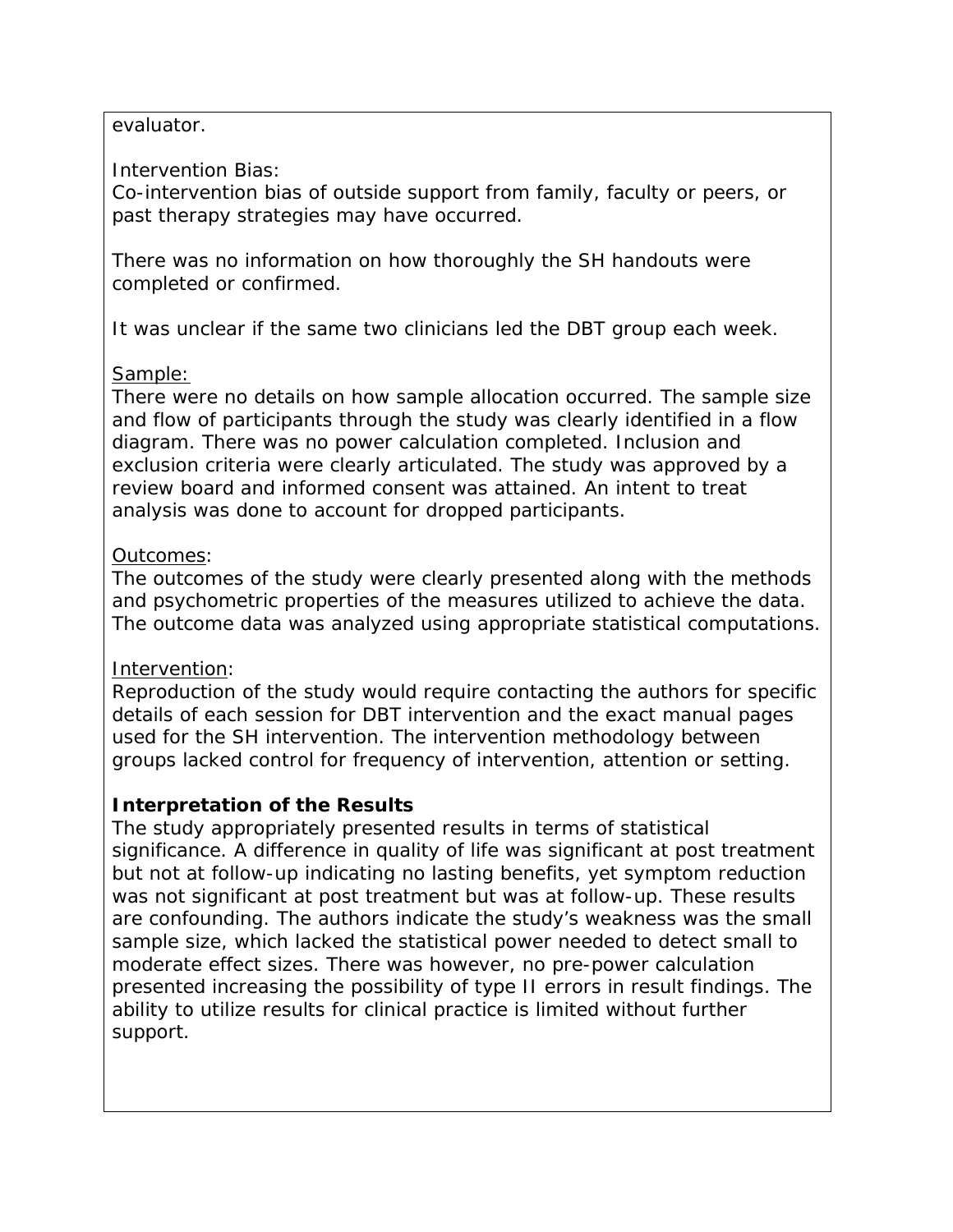evaluator.

Intervention Bias:
Co-intervention bias of outside support from family, faculty or peers, or past therapy strategies may have occurred.

There was no information on how thoroughly the SH handouts were completed or confirmed.

It was unclear if the same two clinicians led the DBT group each week.

<u>Sample:</u>
There were no details on how sample allocation occurred. The sample size and flow of participants through the study was clearly identified in a flow diagram. There was no power calculation completed. Inclusion and exclusion criteria were clearly articulated. The study was approved by a review board and informed consent was attained. An intent to treat analysis was done to account for dropped participants.

<u>Outcomes</u>:
The outcomes of the study were clearly presented along with the methods and psychometric properties of the measures utilized to achieve the data. The outcome data was analyzed using appropriate statistical computations.

<u>Intervention</u>:
Reproduction of the study would require contacting the authors for specific details of each session for DBT intervention and the exact manual pages used for the SH intervention. The intervention methodology between groups lacked control for frequency of intervention, attention or setting.

**Interpretation of the Results**
The study appropriately presented results in terms of statistical significance. A difference in quality of life was significant at post treatment but not at follow-up indicating no lasting benefits, yet symptom reduction was not significant at post treatment but was at follow-up. These results are confounding. The authors indicate the study's weakness was the small sample size, which lacked the statistical power needed to detect small to moderate effect sizes. There was however, no pre-power calculation presented increasing the possibility of type II errors in result findings. The ability to utilize results for clinical practice is limited without further support.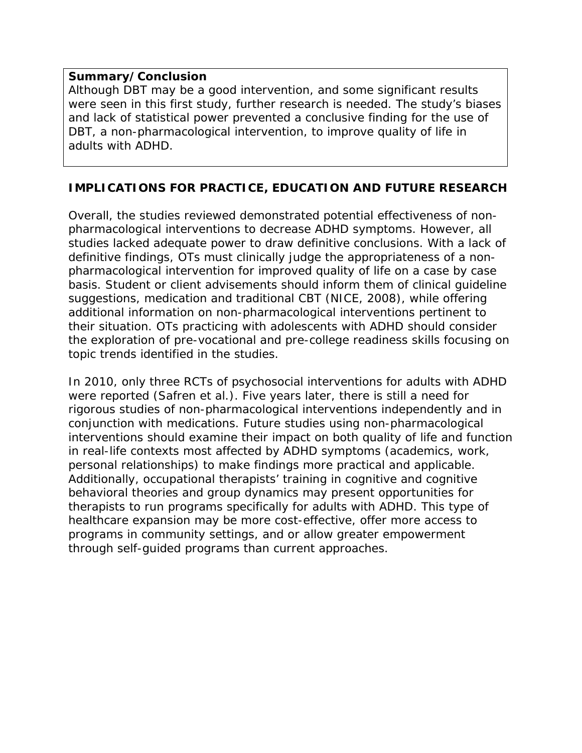**Summary/Conclusion**

Although DBT may be a good intervention, and some significant results were seen in this first study, further research is needed. The study's biases and lack of statistical power prevented a conclusive finding for the use of DBT, a non-pharmacological intervention, to improve quality of life in adults with ADHD.

## IMPLICATIONS FOR PRACTICE, EDUCATION AND FUTURE RESEARCH

Overall, the studies reviewed demonstrated potential effectiveness of non-pharmacological interventions to decrease ADHD symptoms. However, all studies lacked adequate power to draw definitive conclusions. With a lack of definitive findings, OTs must clinically judge the appropriateness of a non-pharmacological intervention for improved quality of life on a case by case basis. Student or client advisements should inform them of clinical guideline suggestions, medication and traditional CBT (NICE, 2008), while offering additional information on non-pharmacological interventions pertinent to their situation. OTs practicing with adolescents with ADHD should consider the exploration of pre-vocational and pre-college readiness skills focusing on topic trends identified in the studies.

In 2010, only three RCTs of psychosocial interventions for adults with ADHD were reported (Safren et al.). Five years later, there is still a need for rigorous studies of non-pharmacological interventions independently and in conjunction with medications. Future studies using non-pharmacological interventions should examine their impact on both quality of life and function in real-life contexts most affected by ADHD symptoms (academics, work, personal relationships) to make findings more practical and applicable. Additionally, occupational therapists' training in cognitive and cognitive behavioral theories and group dynamics may present opportunities for therapists to run programs specifically for adults with ADHD. This type of healthcare expansion may be more cost-effective, offer more access to programs in community settings, and or allow greater empowerment through self-guided programs than current approaches.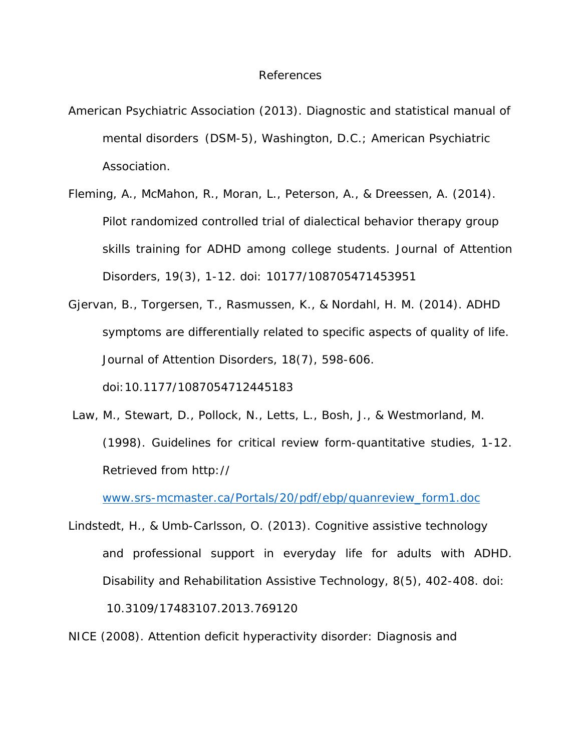# References

American Psychiatric Association (2013). Diagnostic and statistical manual of mental disorders (DSM-5), Washington, D.C.; American Psychiatric Association.

Fleming, A., McMahon, R., Moran, L., Peterson, A., & Dreessen, A. (2014). Pilot randomized controlled trial of dialectical behavior therapy group skills training for ADHD among college students. Journal of Attention Disorders, 19(3), 1-12. doi: 10177/108705471453951

Gjervan, B., Torgersen, T., Rasmussen, K., & Nordahl, H. M. (2014). ADHD symptoms are differentially related to specific aspects of quality of life. Journal of Attention Disorders, 18(7), 598-606. doi:10.1177/1087054712445183

Law, M., Stewart, D., Pollock, N., Letts, L., Bosh, J., & Westmorland, M. (1998). Guidelines for critical review form-quantitative studies, 1-12. Retrieved from http:// www.srs-mcmaster.ca/Portals/20/pdf/ebp/quanreview_form1.doc

Lindstedt, H., & Umb-Carlsson, O. (2013). Cognitive assistive technology and professional support in everyday life for adults with ADHD. Disability and Rehabilitation Assistive Technology, 8(5), 402-408. doi: 10.3109/17483107.2013.769120

NICE (2008). Attention deficit hyperactivity disorder: Diagnosis and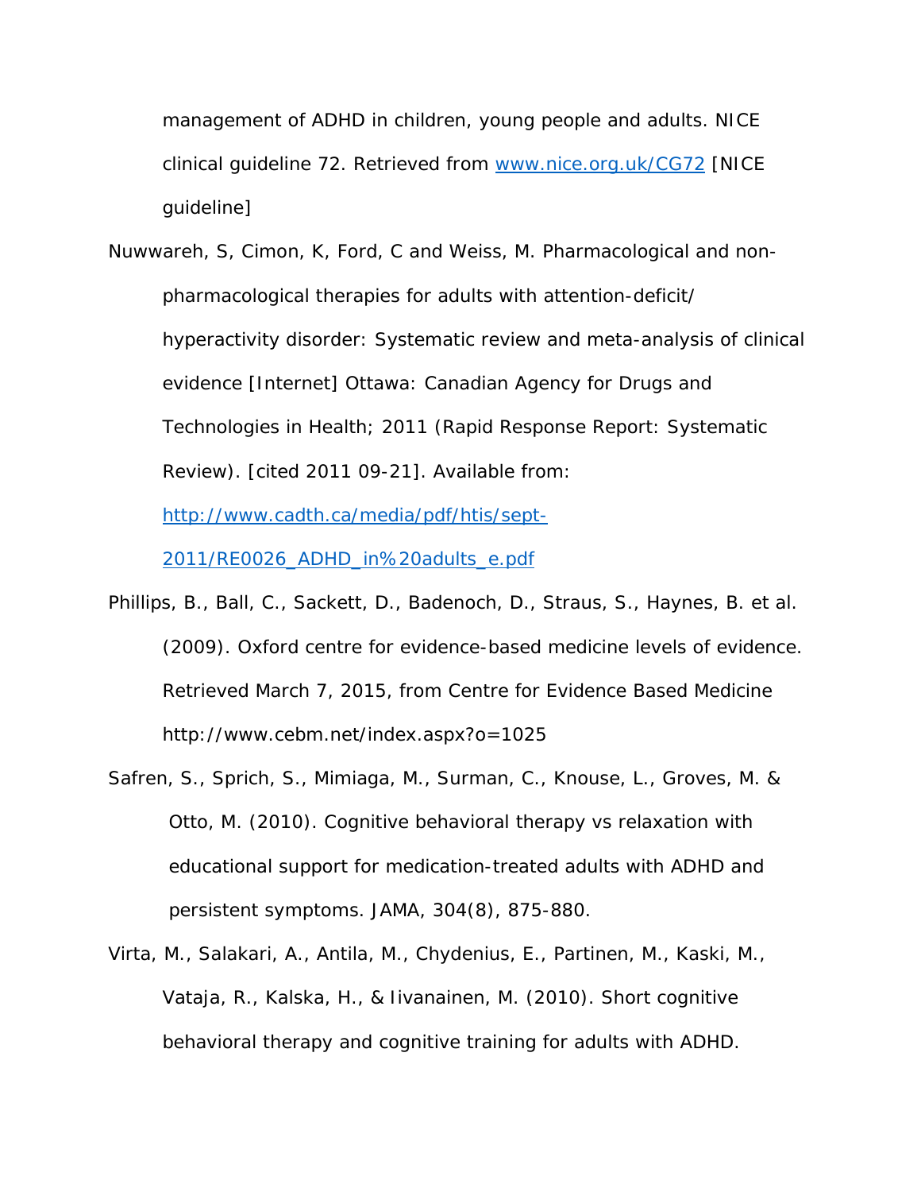management of ADHD in children, young people and adults. NICE clinical guideline 72. Retrieved from [www.nice.org.uk/CG72](http://www.nice.org.uk/CG72) [NICE guideline]

Nuwwareh, S, Cimon, K, Ford, C and Weiss, M. Pharmacological and non-pharmacological therapies for adults with attention-deficit/ hyperactivity disorder: Systematic review and meta-analysis of clinical evidence [Internet] Ottawa: Canadian Agency for Drugs and Technologies in Health; 2011 (Rapid Response Report: Systematic Review). [cited 2011 09-21]. Available from: [http://www.cadth.ca/media/pdf/htis/sept-2011/RE0026_ADHD_in%20adults_e.pdf](http://www.cadth.ca/media/pdf/htis/sept-2011/RE0026_ADHD_in%20adults_e.pdf)

Phillips, B., Ball, C., Sackett, D., Badenoch, D., Straus, S., Haynes, B. et al. (2009). Oxford centre for evidence-based medicine levels of evidence. Retrieved March 7, 2015, from Centre for Evidence Based Medicine http://www.cebm.net/index.aspx?o=1025

Safren, S., Sprich, S., Mimiaga, M., Surman, C., Knouse, L., Groves, M. & Otto, M. (2010). Cognitive behavioral therapy vs relaxation with educational support for medication-treated adults with ADHD and persistent symptoms. JAMA, 304(8), 875-880.

Virta, M., Salakari, A., Antila, M., Chydenius, E., Partinen, M., Kaski, M., Vataja, R., Kalska, H., & Iivanainen, M. (2010). Short cognitive behavioral therapy and cognitive training for adults with ADHD.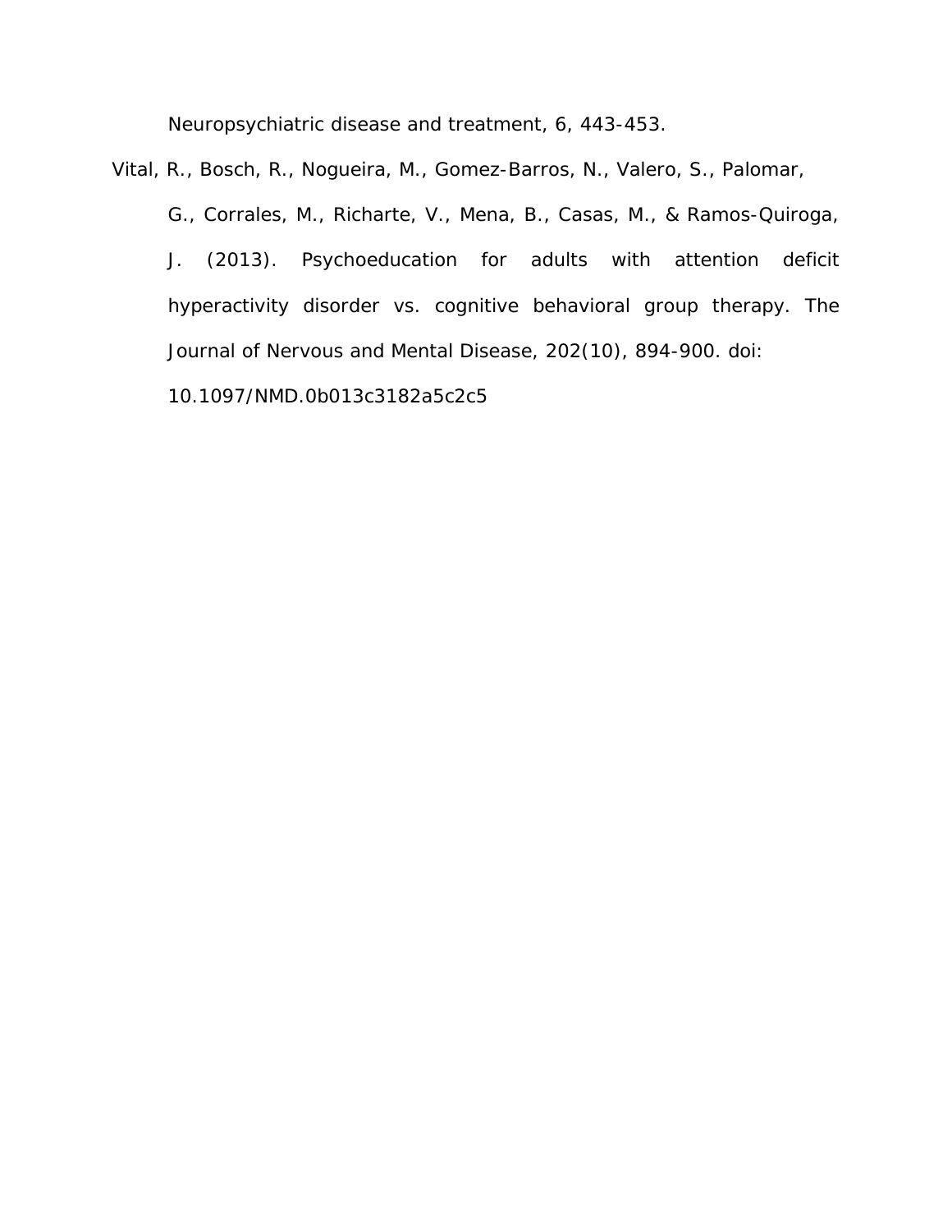Neuropsychiatric disease and treatment, 6, 443-453.

Vital, R., Bosch, R., Nogueira, M., Gomez-Barros, N., Valero, S., Palomar, G., Corrales, M., Richarte, V., Mena, B., Casas, M., & Ramos-Quiroga, J. (2013). Psychoeducation for adults with attention deficit hyperactivity disorder vs. cognitive behavioral group therapy. The Journal of Nervous and Mental Disease, 202(10), 894-900. doi: 10.1097/NMD.0b013c3182a5c2c5